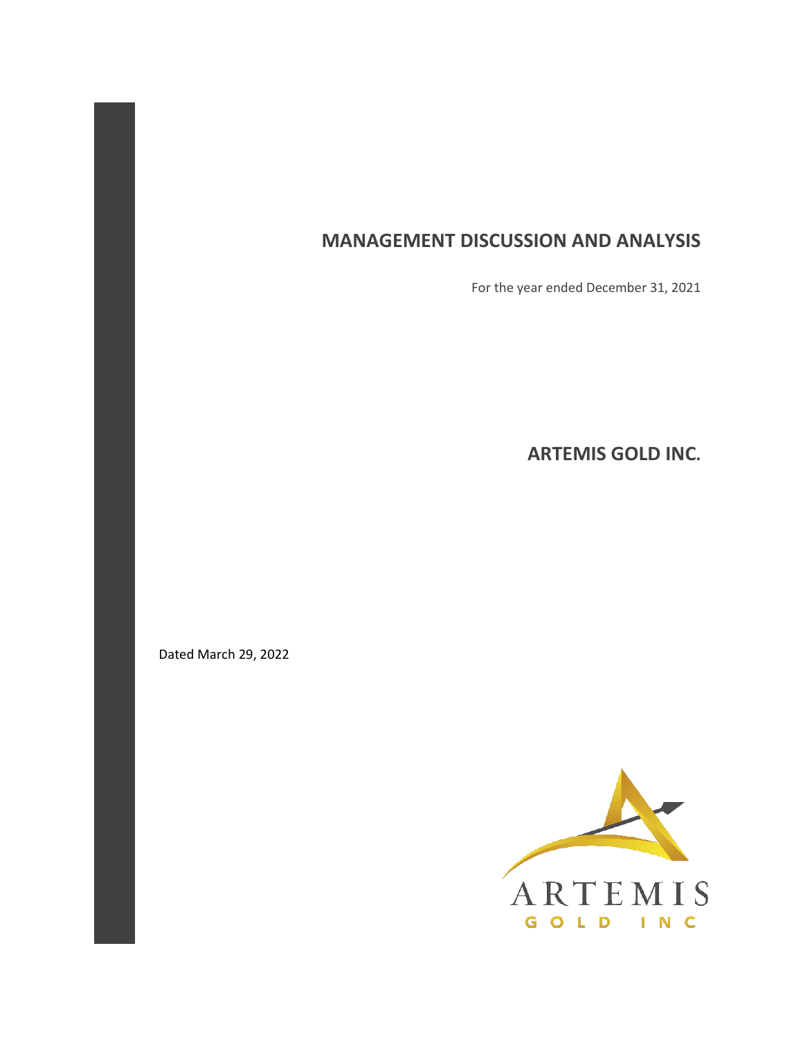# MANAGEMENT DISCUSSION AND ANALYSIS

For the year ended December 31, 2021

## ARTEMIS GOLD INC.

Dated March 29, 2022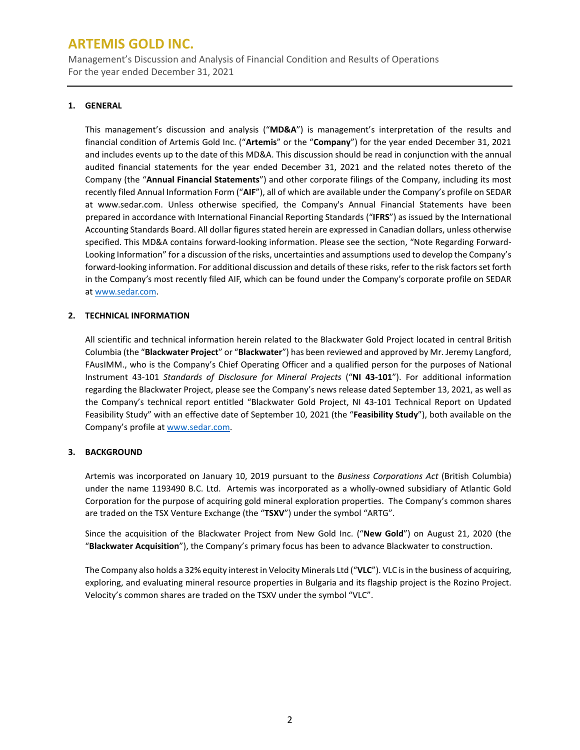## 1. GENERAL

This management's discussion and analysis ("**MD&A**") is management's interpretation of the results and financial condition of Artemis Gold Inc. ("**Artemis**" or the "**Company**") for the year ended December 31, 2021 and includes events up to the date of this MD&A. This discussion should be read in conjunction with the annual audited financial statements for the year ended December 31, 2021 and the related notes thereto of the Company (the "**Annual Financial Statements**") and other corporate filings of the Company, including its most recently filed Annual Information Form ("**AIF**"), all of which are available under the Company's profile on SEDAR at www.sedar.com. Unless otherwise specified, the Company's Annual Financial Statements have been prepared in accordance with International Financial Reporting Standards ("**IFRS**") as issued by the International Accounting Standards Board. All dollar figures stated herein are expressed in Canadian dollars, unless otherwise specified. This MD&A contains forward-looking information. Please see the section, "Note Regarding Forward-Looking Information" for a discussion of the risks, uncertainties and assumptions used to develop the Company's forward-looking information. For additional discussion and details of these risks, refer to the risk factors set forth in the Company's most recently filed AIF, which can be found under the Company's corporate profile on SEDAR at www.sedar.com.

## 2. TECHNICAL INFORMATION

All scientific and technical information herein related to the Blackwater Gold Project located in central British Columbia (the "**Blackwater Project**" or "**Blackwater**") has been reviewed and approved by Mr. Jeremy Langford, FAusIMM., who is the Company's Chief Operating Officer and a qualified person for the purposes of National Instrument 43-101 *Standards of Disclosure for Mineral Projects* ("**NI 43-101**"). For additional information regarding the Blackwater Project, please see the Company's news release dated September 13, 2021, as well as the Company's technical report entitled "Blackwater Gold Project, NI 43-101 Technical Report on Updated Feasibility Study" with an effective date of September 10, 2021 (the "**Feasibility Study**"), both available on the Company's profile at www.sedar.com.

## 3. BACKGROUND

Artemis was incorporated on January 10, 2019 pursuant to the *Business Corporations Act* (British Columbia) under the name 1193490 B.C. Ltd. Artemis was incorporated as a wholly-owned subsidiary of Atlantic Gold Corporation for the purpose of acquiring gold mineral exploration properties. The Company's common shares are traded on the TSX Venture Exchange (the "**TSXV**") under the symbol "ARTG".

Since the acquisition of the Blackwater Project from New Gold Inc. ("**New Gold**") on August 21, 2020 (the "**Blackwater Acquisition**"), the Company's primary focus has been to advance Blackwater to construction.

The Company also holds a 32% equity interest in Velocity Minerals Ltd ("**VLC**"). VLC is in the business of acquiring, exploring, and evaluating mineral resource properties in Bulgaria and its flagship project is the Rozino Project. Velocity's common shares are traded on the TSXV under the symbol "VLC".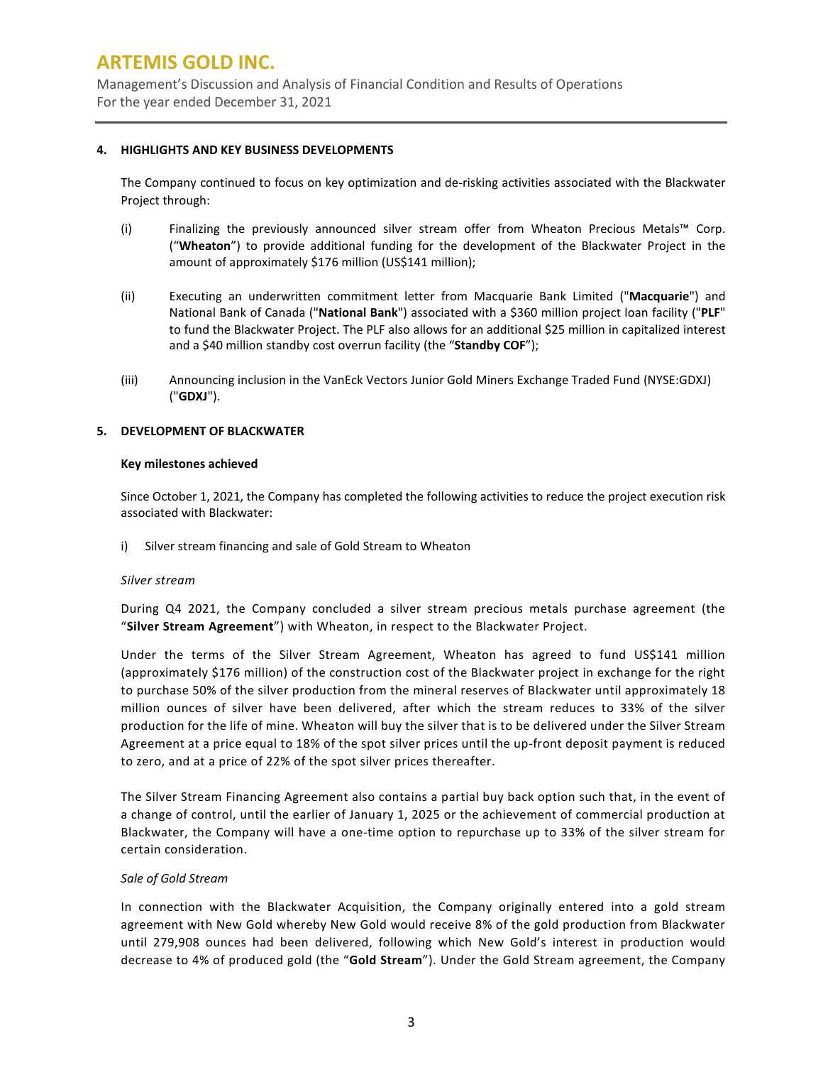## 4. HIGHLIGHTS AND KEY BUSINESS DEVELOPMENTS

The Company continued to focus on key optimization and de-risking activities associated with the Blackwater Project through:

(i) Finalizing the previously announced silver stream offer from Wheaton Precious Metals™ Corp. ("**Wheaton**") to provide additional funding for the development of the Blackwater Project in the amount of approximately $176 million (US$141 million);

(ii) Executing an underwritten commitment letter from Macquarie Bank Limited ("**Macquarie**") and National Bank of Canada ("**National Bank**") associated with a $360 million project loan facility ("**PLF**" to fund the Blackwater Project. The PLF also allows for an additional $25 million in capitalized interest and a $40 million standby cost overrun facility (the "**Standby COF**");

(iii) Announcing inclusion in the VanEck Vectors Junior Gold Miners Exchange Traded Fund (NYSE:GDXJ) ("**GDXJ**").

## 5. DEVELOPMENT OF BLACKWATER

**Key milestones achieved**

Since October 1, 2021, the Company has completed the following activities to reduce the project execution risk associated with Blackwater:

i) Silver stream financing and sale of Gold Stream to Wheaton

*Silver stream*

During Q4 2021, the Company concluded a silver stream precious metals purchase agreement (the "**Silver Stream Agreement**") with Wheaton, in respect to the Blackwater Project.

Under the terms of the Silver Stream Agreement, Wheaton has agreed to fund US$141 million (approximately $176 million) of the construction cost of the Blackwater project in exchange for the right to purchase 50% of the silver production from the mineral reserves of Blackwater until approximately 18 million ounces of silver have been delivered, after which the stream reduces to 33% of the silver production for the life of mine. Wheaton will buy the silver that is to be delivered under the Silver Stream Agreement at a price equal to 18% of the spot silver prices until the up-front deposit payment is reduced to zero, and at a price of 22% of the spot silver prices thereafter.

The Silver Stream Financing Agreement also contains a partial buy back option such that, in the event of a change of control, until the earlier of January 1, 2025 or the achievement of commercial production at Blackwater, the Company will have a one-time option to repurchase up to 33% of the silver stream for certain consideration.

*Sale of Gold Stream*

In connection with the Blackwater Acquisition, the Company originally entered into a gold stream agreement with New Gold whereby New Gold would receive 8% of the gold production from Blackwater until 279,908 ounces had been delivered, following which New Gold's interest in production would decrease to 4% of produced gold (the "**Gold Stream**"). Under the Gold Stream agreement, the Company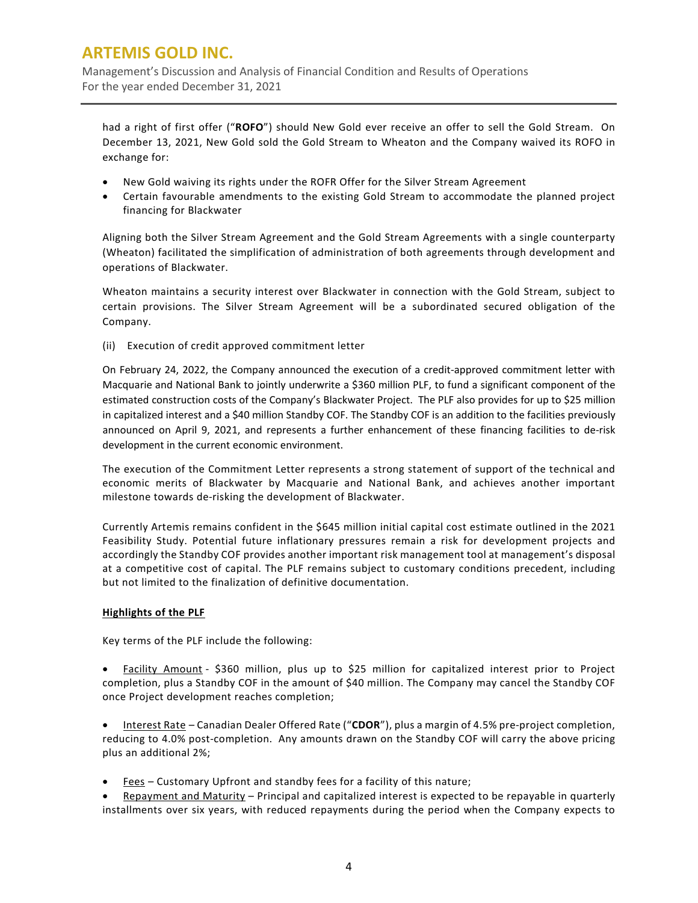had a right of first offer ("**ROFO**") should New Gold ever receive an offer to sell the Gold Stream. On December 13, 2021, New Gold sold the Gold Stream to Wheaton and the Company waived its ROFO in exchange for:

- New Gold waiving its rights under the ROFR Offer for the Silver Stream Agreement
- Certain favourable amendments to the existing Gold Stream to accommodate the planned project financing for Blackwater

Aligning both the Silver Stream Agreement and the Gold Stream Agreements with a single counterparty (Wheaton) facilitated the simplification of administration of both agreements through development and operations of Blackwater.

Wheaton maintains a security interest over Blackwater in connection with the Gold Stream, subject to certain provisions. The Silver Stream Agreement will be a subordinated secured obligation of the Company.

(ii) Execution of credit approved commitment letter

On February 24, 2022, the Company announced the execution of a credit-approved commitment letter with Macquarie and National Bank to jointly underwrite a $360 million PLF, to fund a significant component of the estimated construction costs of the Company's Blackwater Project. The PLF also provides for up to $25 million in capitalized interest and a $40 million Standby COF. The Standby COF is an addition to the facilities previously announced on April 9, 2021, and represents a further enhancement of these financing facilities to de-risk development in the current economic environment.

The execution of the Commitment Letter represents a strong statement of support of the technical and economic merits of Blackwater by Macquarie and National Bank, and achieves another important milestone towards de-risking the development of Blackwater.

Currently Artemis remains confident in the $645 million initial capital cost estimate outlined in the 2021 Feasibility Study. Potential future inflationary pressures remain a risk for development projects and accordingly the Standby COF provides another important risk management tool at management's disposal at a competitive cost of capital. The PLF remains subject to customary conditions precedent, including but not limited to the finalization of definitive documentation.

**Highlights of the PLF**

Key terms of the PLF include the following:

- Facility Amount - $360 million, plus up to $25 million for capitalized interest prior to Project completion, plus a Standby COF in the amount of $40 million. The Company may cancel the Standby COF once Project development reaches completion;

- Interest Rate – Canadian Dealer Offered Rate ("**CDOR**"), plus a margin of 4.5% pre-project completion, reducing to 4.0% post-completion. Any amounts drawn on the Standby COF will carry the above pricing plus an additional 2%;

- Fees – Customary Upfront and standby fees for a facility of this nature;
- Repayment and Maturity – Principal and capitalized interest is expected to be repayable in quarterly installments over six years, with reduced repayments during the period when the Company expects to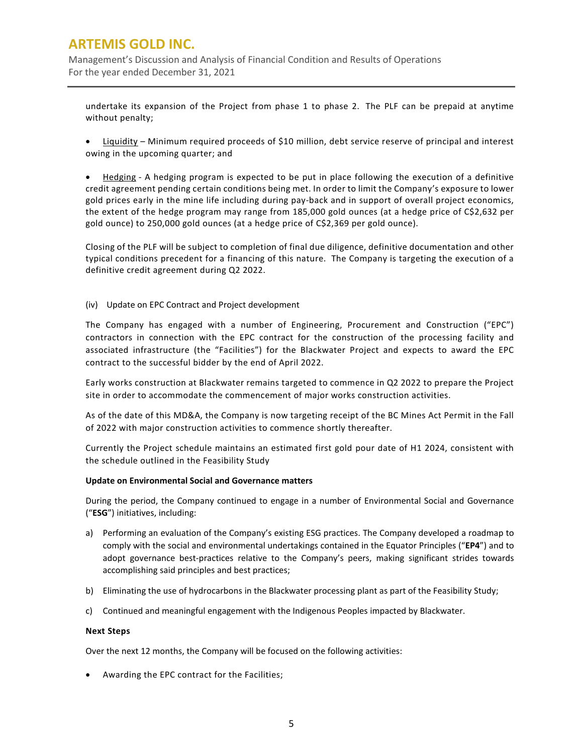undertake its expansion of the Project from phase 1 to phase 2. The PLF can be prepaid at anytime without penalty;

- Liquidity – Minimum required proceeds of $10 million, debt service reserve of principal and interest owing in the upcoming quarter; and

- Hedging - A hedging program is expected to be put in place following the execution of a definitive credit agreement pending certain conditions being met. In order to limit the Company's exposure to lower gold prices early in the mine life including during pay-back and in support of overall project economics, the extent of the hedge program may range from 185,000 gold ounces (at a hedge price of C$2,632 per gold ounce) to 250,000 gold ounces (at a hedge price of C$2,369 per gold ounce).

Closing of the PLF will be subject to completion of final due diligence, definitive documentation and other typical conditions precedent for a financing of this nature. The Company is targeting the execution of a definitive credit agreement during Q2 2022.

(iv) Update on EPC Contract and Project development

The Company has engaged with a number of Engineering, Procurement and Construction ("EPC") contractors in connection with the EPC contract for the construction of the processing facility and associated infrastructure (the "Facilities") for the Blackwater Project and expects to award the EPC contract to the successful bidder by the end of April 2022.

Early works construction at Blackwater remains targeted to commence in Q2 2022 to prepare the Project site in order to accommodate the commencement of major works construction activities.

As of the date of this MD&A, the Company is now targeting receipt of the BC Mines Act Permit in the Fall of 2022 with major construction activities to commence shortly thereafter.

Currently the Project schedule maintains an estimated first gold pour date of H1 2024, consistent with the schedule outlined in the Feasibility Study

**Update on Environmental Social and Governance matters**

During the period, the Company continued to engage in a number of Environmental Social and Governance ("**ESG**") initiatives, including:

a) Performing an evaluation of the Company's existing ESG practices. The Company developed a roadmap to comply with the social and environmental undertakings contained in the Equator Principles ("**EP4**") and to adopt governance best-practices relative to the Company's peers, making significant strides towards accomplishing said principles and best practices;

b) Eliminating the use of hydrocarbons in the Blackwater processing plant as part of the Feasibility Study;

c) Continued and meaningful engagement with the Indigenous Peoples impacted by Blackwater.

**Next Steps**

Over the next 12 months, the Company will be focused on the following activities:

- Awarding the EPC contract for the Facilities;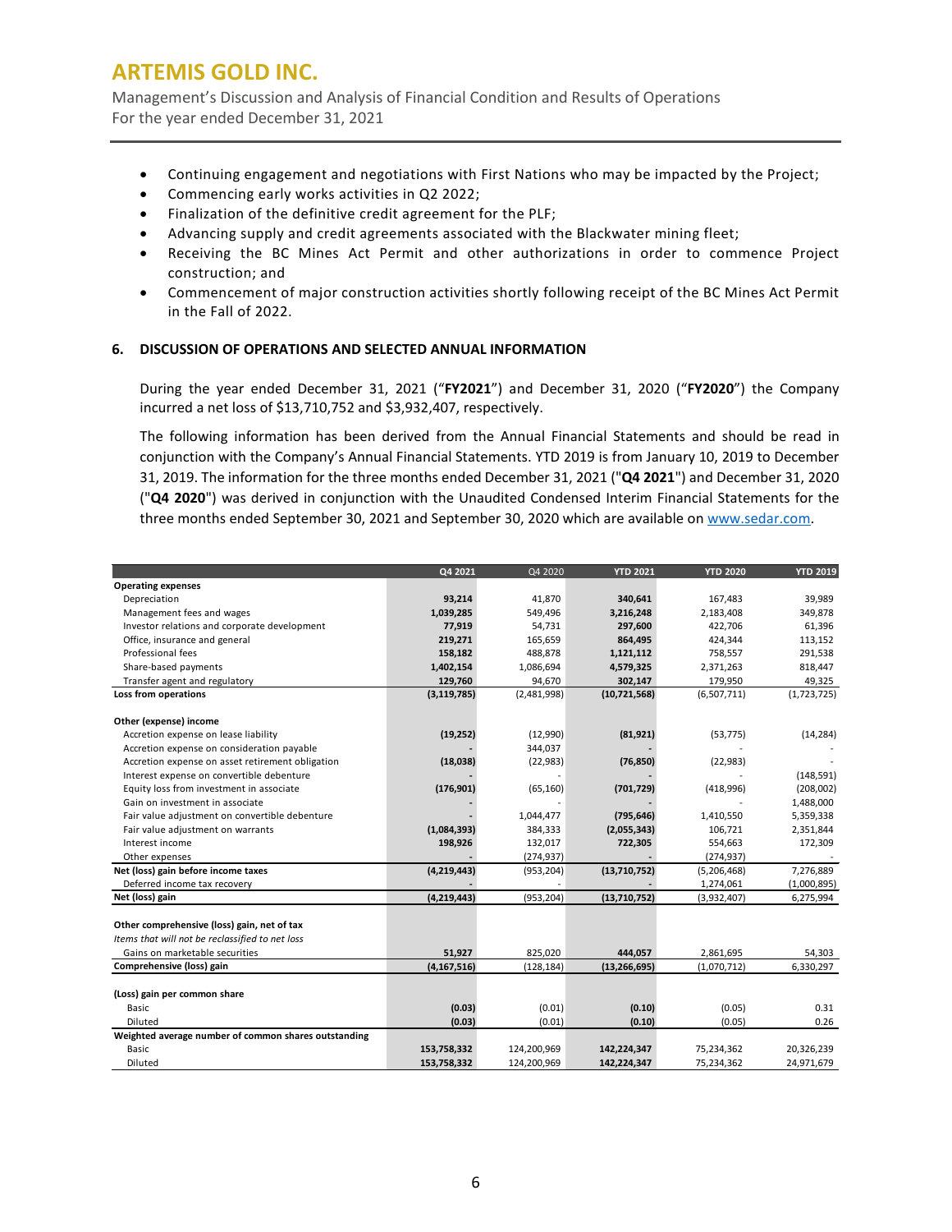- Continuing engagement and negotiations with First Nations who may be impacted by the Project;
- Commencing early works activities in Q2 2022;
- Finalization of the definitive credit agreement for the PLF;
- Advancing supply and credit agreements associated with the Blackwater mining fleet;
- Receiving the BC Mines Act Permit and other authorizations in order to commence Project construction; and
- Commencement of major construction activities shortly following receipt of the BC Mines Act Permit in the Fall of 2022.

## 6. DISCUSSION OF OPERATIONS AND SELECTED ANNUAL INFORMATION

During the year ended December 31, 2021 ("**FY2021**") and December 31, 2020 ("**FY2020**") the Company incurred a net loss of $13,710,752 and $3,932,407, respectively.

The following information has been derived from the Annual Financial Statements and should be read in conjunction with the Company's Annual Financial Statements. YTD 2019 is from January 10, 2019 to December 31, 2019. The information for the three months ended December 31, 2021 ("**Q4 2021**") and December 31, 2020 ("**Q4 2020**") was derived in conjunction with the Unaudited Condensed Interim Financial Statements for the three months ended September 30, 2021 and September 30, 2020 which are available on www.sedar.com.

| | Q4 2021 | Q4 2020 | YTD 2021 | YTD 2020 | YTD 2019 |
|---|---|---|---|---|---|
| **Operating expenses** | | | | | |
| Depreciation | **93,214** | 41,870 | **340,641** | 167,483 | 39,989 |
| Management fees and wages | **1,039,285** | 549,496 | **3,216,248** | 2,183,408 | 349,878 |
| Investor relations and corporate development | **77,919** | 54,731 | **297,600** | 422,706 | 61,396 |
| Office, insurance and general | **219,271** | 165,659 | **864,495** | 424,344 | 113,152 |
| Professional fees | **158,182** | 488,878 | **1,121,112** | 758,557 | 291,538 |
| Share-based payments | **1,402,154** | 1,086,694 | **4,579,325** | 2,371,263 | 818,447 |
| Transfer agent and regulatory | **129,760** | 94,670 | **302,147** | 179,950 | 49,325 |
| **Loss from operations** | **(3,119,785)** | (2,481,998) | **(10,721,568)** | (6,507,711) | (1,723,725) |
| **Other (expense) income** | | | | | |
| Accretion expense on lease liability | **(19,252)** | (12,990) | **(81,921)** | (53,775) | (14,284) |
| Accretion expense on consideration payable | **-** | 344,037 | **-** | - | - |
| Accretion expense on asset retirement obligation | **(18,038)** | (22,983) | **(76,850)** | (22,983) | - |
| Interest expense on convertible debenture | **-** | - | **-** | - | (148,591) |
| Equity loss from investment in associate | **(176,901)** | (65,160) | **(701,729)** | (418,996) | (208,002) |
| Gain on investment in associate | **-** | - | **-** | - | 1,488,000 |
| Fair value adjustment on convertible debenture | **-** | 1,044,477 | **(795,646)** | 1,410,550 | 5,359,338 |
| Fair value adjustment on warrants | **(1,084,393)** | 384,333 | **(2,055,343)** | 106,721 | 2,351,844 |
| Interest income | **198,926** | 132,017 | **722,305** | 554,663 | 172,309 |
| Other expenses | **-** | (274,937) | **-** | (274,937) | - |
| **Net (loss) gain before income taxes** | **(4,219,443)** | (953,204) | **(13,710,752)** | (5,206,468) | 7,276,889 |
| Deferred income tax recovery | **-** | - | **-** | 1,274,061 | (1,000,895) |
| **Net (loss) gain** | **(4,219,443)** | (953,204) | **(13,710,752)** | (3,932,407) | 6,275,994 |
| **Other comprehensive (loss) gain, net of tax** | | | | | |
| *Items that will not be reclassified to net loss* | | | | | |
| Gains on marketable securities | **51,927** | 825,020 | **444,057** | 2,861,695 | 54,303 |
| **Comprehensive (loss) gain** | **(4,167,516)** | (128,184) | **(13,266,695)** | (1,070,712) | 6,330,297 |
| **(Loss) gain per common share** | | | | | |
| Basic | **(0.03)** | (0.01) | **(0.10)** | (0.05) | 0.31 |
| Diluted | **(0.03)** | (0.01) | **(0.10)** | (0.05) | 0.26 |
| **Weighted average number of common shares outstanding** | | | | | |
| Basic | **153,758,332** | 124,200,969 | **142,224,347** | 75,234,362 | 20,326,239 |
| Diluted | **153,758,332** | 124,200,969 | **142,224,347** | 75,234,362 | 24,971,679 |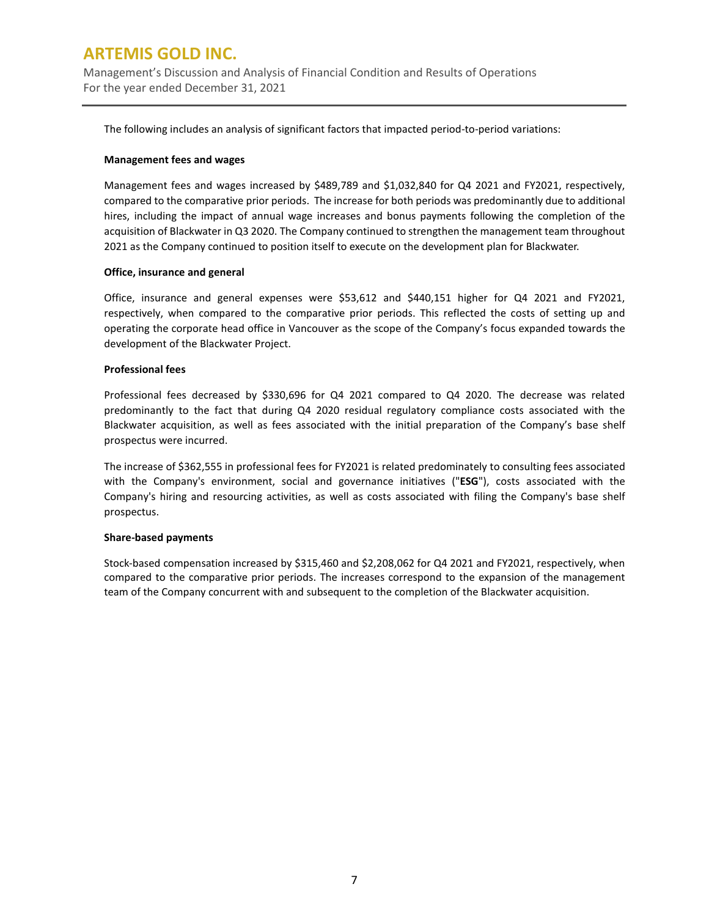The following includes an analysis of significant factors that impacted period-to-period variations:

**Management fees and wages**

Management fees and wages increased by $489,789 and $1,032,840 for Q4 2021 and FY2021, respectively, compared to the comparative prior periods. The increase for both periods was predominantly due to additional hires, including the impact of annual wage increases and bonus payments following the completion of the acquisition of Blackwater in Q3 2020. The Company continued to strengthen the management team throughout 2021 as the Company continued to position itself to execute on the development plan for Blackwater.

**Office, insurance and general**

Office, insurance and general expenses were $53,612 and $440,151 higher for Q4 2021 and FY2021, respectively, when compared to the comparative prior periods. This reflected the costs of setting up and operating the corporate head office in Vancouver as the scope of the Company's focus expanded towards the development of the Blackwater Project.

**Professional fees**

Professional fees decreased by $330,696 for Q4 2021 compared to Q4 2020. The decrease was related predominantly to the fact that during Q4 2020 residual regulatory compliance costs associated with the Blackwater acquisition, as well as fees associated with the initial preparation of the Company's base shelf prospectus were incurred.

The increase of $362,555 in professional fees for FY2021 is related predominately to consulting fees associated with the Company's environment, social and governance initiatives ("**ESG**"), costs associated with the Company's hiring and resourcing activities, as well as costs associated with filing the Company's base shelf prospectus.

**Share-based payments**

Stock-based compensation increased by $315,460 and $2,208,062 for Q4 2021 and FY2021, respectively, when compared to the comparative prior periods. The increases correspond to the expansion of the management team of the Company concurrent with and subsequent to the completion of the Blackwater acquisition.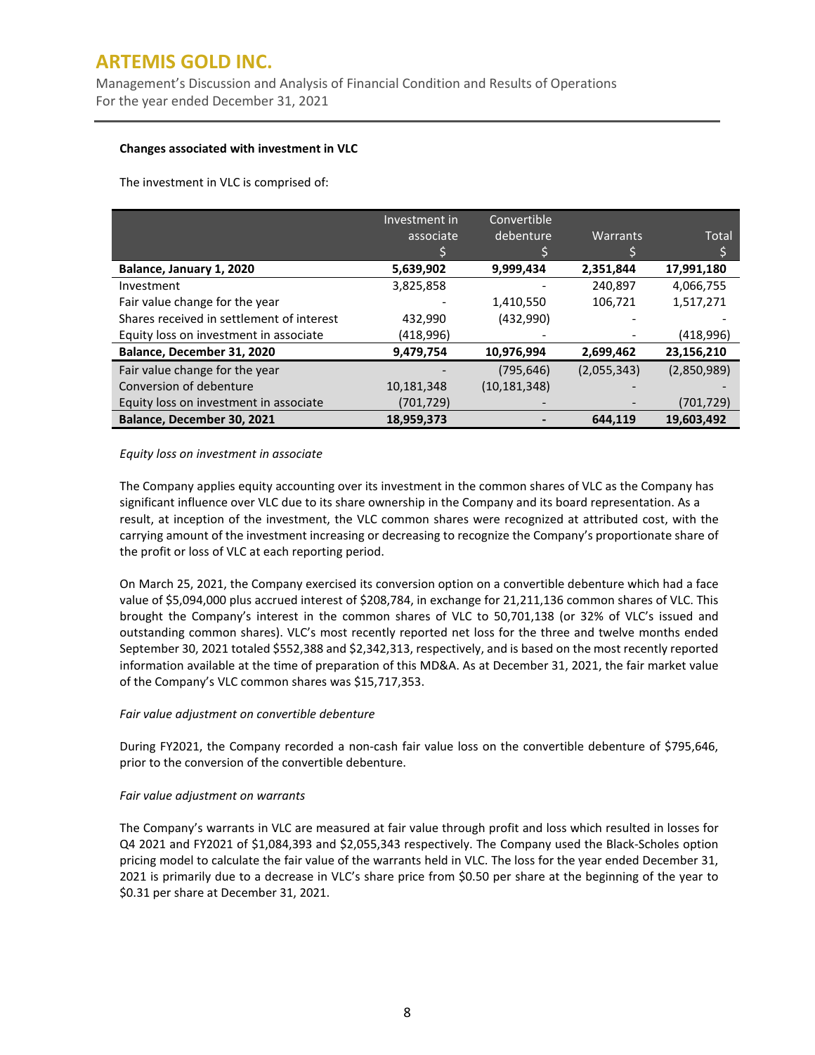**Changes associated with investment in VLC**

The investment in VLC is comprised of:

| | Investment in associate<br>$ | Convertible debenture<br>$ | Warrants<br>$ | Total<br>$ |
|---|---|---|---|---|
| **Balance, January 1, 2020** | **5,639,902** | **9,999,434** | **2,351,844** | **17,991,180** |
| Investment | 3,825,858 | - | 240,897 | 4,066,755 |
| Fair value change for the year | - | 1,410,550 | 106,721 | 1,517,271 |
| Shares received in settlement of interest | 432,990 | (432,990) | - | - |
| Equity loss on investment in associate | (418,996) | - | - | (418,996) |
| **Balance, December 31, 2020** | **9,479,754** | **10,976,994** | **2,699,462** | **23,156,210** |
| Fair value change for the year | - | (795,646) | (2,055,343) | (2,850,989) |
| Conversion of debenture | 10,181,348 | (10,181,348) | - | - |
| Equity loss on investment in associate | (701,729) | - | - | (701,729) |
| **Balance, December 30, 2021** | **18,959,373** | **-** | **644,119** | **19,603,492** |

*Equity loss on investment in associate*

The Company applies equity accounting over its investment in the common shares of VLC as the Company has significant influence over VLC due to its share ownership in the Company and its board representation. As a result, at inception of the investment, the VLC common shares were recognized at attributed cost, with the carrying amount of the investment increasing or decreasing to recognize the Company's proportionate share of the profit or loss of VLC at each reporting period.

On March 25, 2021, the Company exercised its conversion option on a convertible debenture which had a face value of $5,094,000 plus accrued interest of $208,784, in exchange for 21,211,136 common shares of VLC. This brought the Company's interest in the common shares of VLC to 50,701,138 (or 32% of VLC's issued and outstanding common shares). VLC's most recently reported net loss for the three and twelve months ended September 30, 2021 totaled $552,388 and $2,342,313, respectively, and is based on the most recently reported information available at the time of preparation of this MD&A. As at December 31, 2021, the fair market value of the Company's VLC common shares was $15,717,353.

*Fair value adjustment on convertible debenture*

During FY2021, the Company recorded a non-cash fair value loss on the convertible debenture of $795,646, prior to the conversion of the convertible debenture.

*Fair value adjustment on warrants*

The Company's warrants in VLC are measured at fair value through profit and loss which resulted in losses for Q4 2021 and FY2021 of $1,084,393 and $2,055,343 respectively. The Company used the Black-Scholes option pricing model to calculate the fair value of the warrants held in VLC. The loss for the year ended December 31, 2021 is primarily due to a decrease in VLC's share price from $0.50 per share at the beginning of the year to $0.31 per share at December 31, 2021.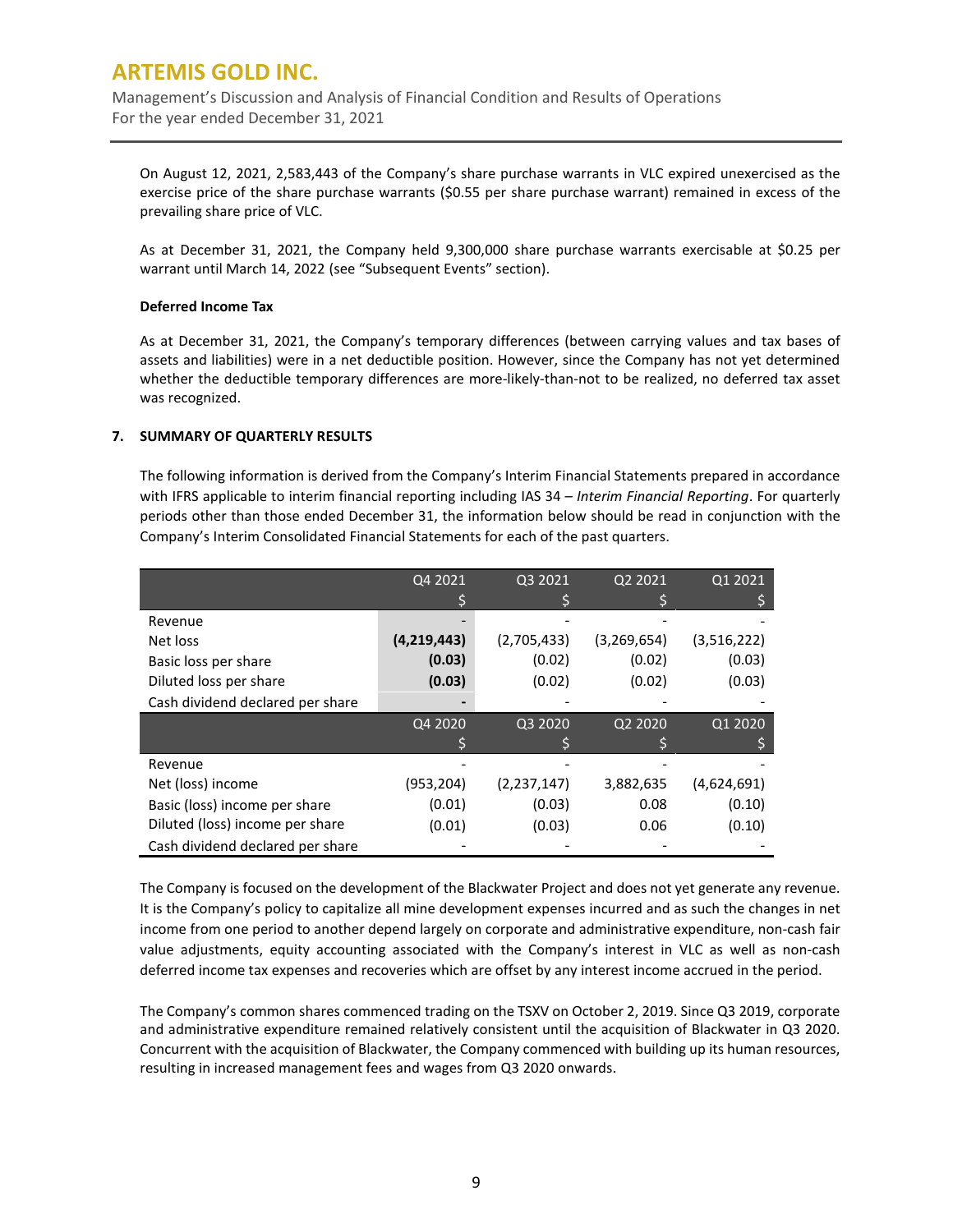On August 12, 2021, 2,583,443 of the Company's share purchase warrants in VLC expired unexercised as the exercise price of the share purchase warrants ($0.55 per share purchase warrant) remained in excess of the prevailing share price of VLC.

As at December 31, 2021, the Company held 9,300,000 share purchase warrants exercisable at $0.25 per warrant until March 14, 2022 (see "Subsequent Events" section).

**Deferred Income Tax**

As at December 31, 2021, the Company's temporary differences (between carrying values and tax bases of assets and liabilities) were in a net deductible position. However, since the Company has not yet determined whether the deductible temporary differences are more-likely-than-not to be realized, no deferred tax asset was recognized.

## 7. SUMMARY OF QUARTERLY RESULTS

The following information is derived from the Company's Interim Financial Statements prepared in accordance with IFRS applicable to interim financial reporting including IAS 34 – *Interim Financial Reporting*. For quarterly periods other than those ended December 31, the information below should be read in conjunction with the Company's Interim Consolidated Financial Statements for each of the past quarters.

| | Q4 2021<br>$ | Q3 2021<br>$ | Q2 2021<br>$ | Q1 2021<br>$ |
|---|---|---|---|---|
| Revenue | **-** | - | - | - |
| Net loss | **(4,219,443)** | (2,705,433) | (3,269,654) | (3,516,222) |
| Basic loss per share | **(0.03)** | (0.02) | (0.02) | (0.03) |
| Diluted loss per share | **(0.03)** | (0.02) | (0.02) | (0.03) |
| Cash dividend declared per share | **-** | - | - | - |
| | **Q4 2020<br>$** | **Q3 2020<br>$** | **Q2 2020<br>$** | **Q1 2020<br>$** |
| Revenue | - | - | - | - |
| Net (loss) income | (953,204) | (2,237,147) | 3,882,635 | (4,624,691) |
| Basic (loss) income per share | (0.01) | (0.03) | 0.08 | (0.10) |
| Diluted (loss) income per share | (0.01) | (0.03) | 0.06 | (0.10) |
| Cash dividend declared per share | - | - | - | - |

The Company is focused on the development of the Blackwater Project and does not yet generate any revenue. It is the Company's policy to capitalize all mine development expenses incurred and as such the changes in net income from one period to another depend largely on corporate and administrative expenditure, non-cash fair value adjustments, equity accounting associated with the Company's interest in VLC as well as non-cash deferred income tax expenses and recoveries which are offset by any interest income accrued in the period.

The Company's common shares commenced trading on the TSXV on October 2, 2019. Since Q3 2019, corporate and administrative expenditure remained relatively consistent until the acquisition of Blackwater in Q3 2020. Concurrent with the acquisition of Blackwater, the Company commenced with building up its human resources, resulting in increased management fees and wages from Q3 2020 onwards.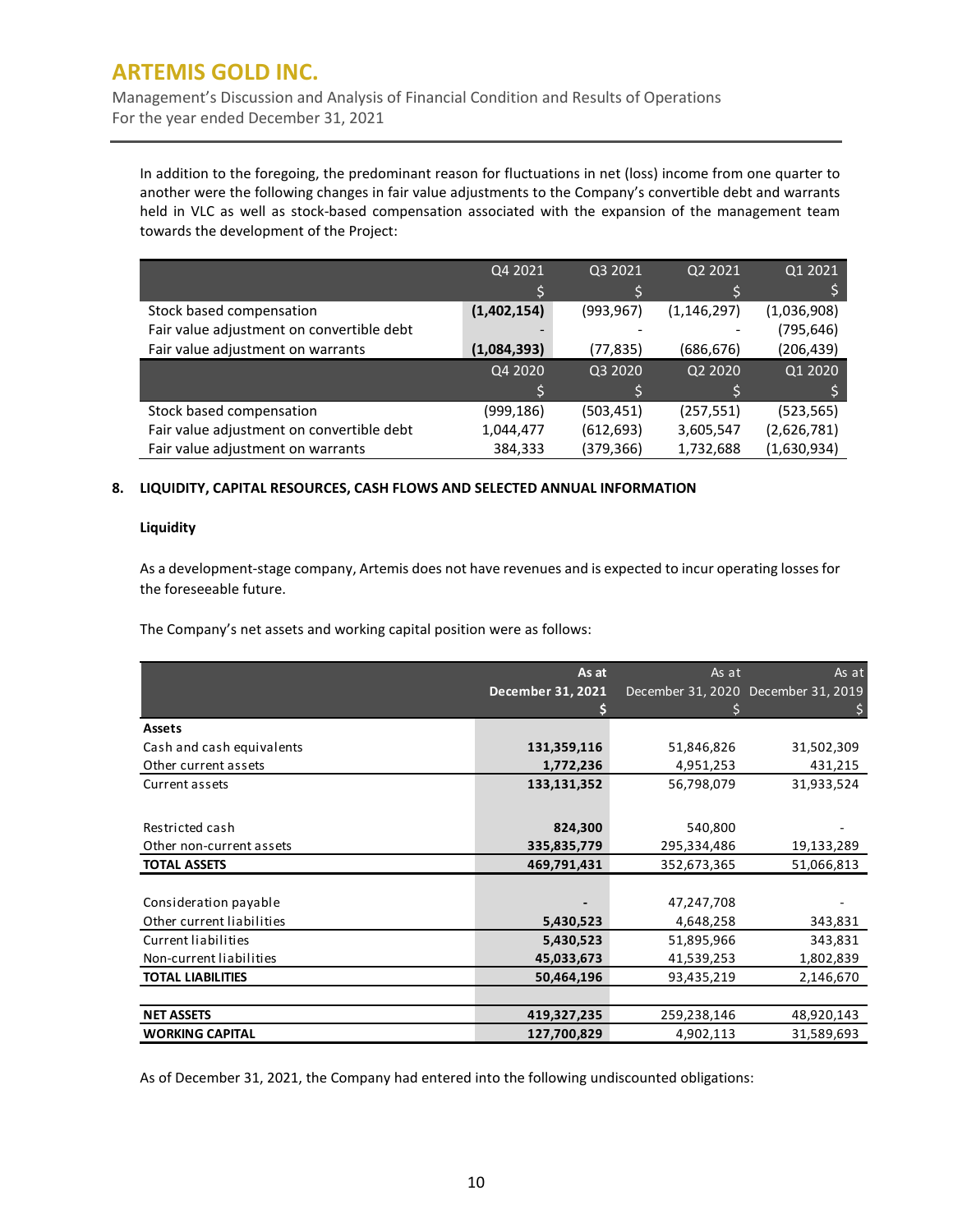In addition to the foregoing, the predominant reason for fluctuations in net (loss) income from one quarter to another were the following changes in fair value adjustments to the Company's convertible debt and warrants held in VLC as well as stock-based compensation associated with the expansion of the management team towards the development of the Project:

| | Q4 2021 | Q3 2021 | Q2 2021 | Q1 2021 |
|---|---|---|---|---|
| | $ | $ | $ | $ |
| Stock based compensation | **(1,402,154)** | (993,967) | (1,146,297) | (1,036,908) |
| Fair value adjustment on convertible debt | - | - | - | (795,646) |
| Fair value adjustment on warrants | **(1,084,393)** | (77,835) | (686,676) | (206,439) |
| | Q4 2020 | Q3 2020 | Q2 2020 | Q1 2020 |
| | $ | $ | $ | $ |
| Stock based compensation | (999,186) | (503,451) | (257,551) | (523,565) |
| Fair value adjustment on convertible debt | 1,044,477 | (612,693) | 3,605,547 | (2,626,781) |
| Fair value adjustment on warrants | 384,333 | (379,366) | 1,732,688 | (1,630,934) |

## 8. LIQUIDITY, CAPITAL RESOURCES, CASH FLOWS AND SELECTED ANNUAL INFORMATION

### Liquidity

As a development-stage company, Artemis does not have revenues and is expected to incur operating losses for the foreseeable future.

The Company's net assets and working capital position were as follows:

| | **As at December 31, 2021** | As at December 31, 2020 | As at December 31, 2019 |
|---|---|---|---|
| | **$** | $ | $ |
| **Assets** | | | |
| Cash and cash equivalents | **131,359,116** | 51,846,826 | 31,502,309 |
| Other current assets | **1,772,236** | 4,951,253 | 431,215 |
| Current assets | **133,131,352** | 56,798,079 | 31,933,524 |
| | | | |
| Restricted cash | **824,300** | 540,800 | - |
| Other non-current assets | **335,835,779** | 295,334,486 | 19,133,289 |
| **TOTAL ASSETS** | **469,791,431** | 352,673,365 | 51,066,813 |
| | | | |
| Consideration payable | **-** | 47,247,708 | - |
| Other current liabilities | **5,430,523** | 4,648,258 | 343,831 |
| Current liabilities | **5,430,523** | 51,895,966 | 343,831 |
| Non-current liabilities | **45,033,673** | 41,539,253 | 1,802,839 |
| **TOTAL LIABILITIES** | **50,464,196** | 93,435,219 | 2,146,670 |
| | | | |
| **NET ASSETS** | **419,327,235** | 259,238,146 | 48,920,143 |
| **WORKING CAPITAL** | **127,700,829** | 4,902,113 | 31,589,693 |

As of December 31, 2021, the Company had entered into the following undiscounted obligations: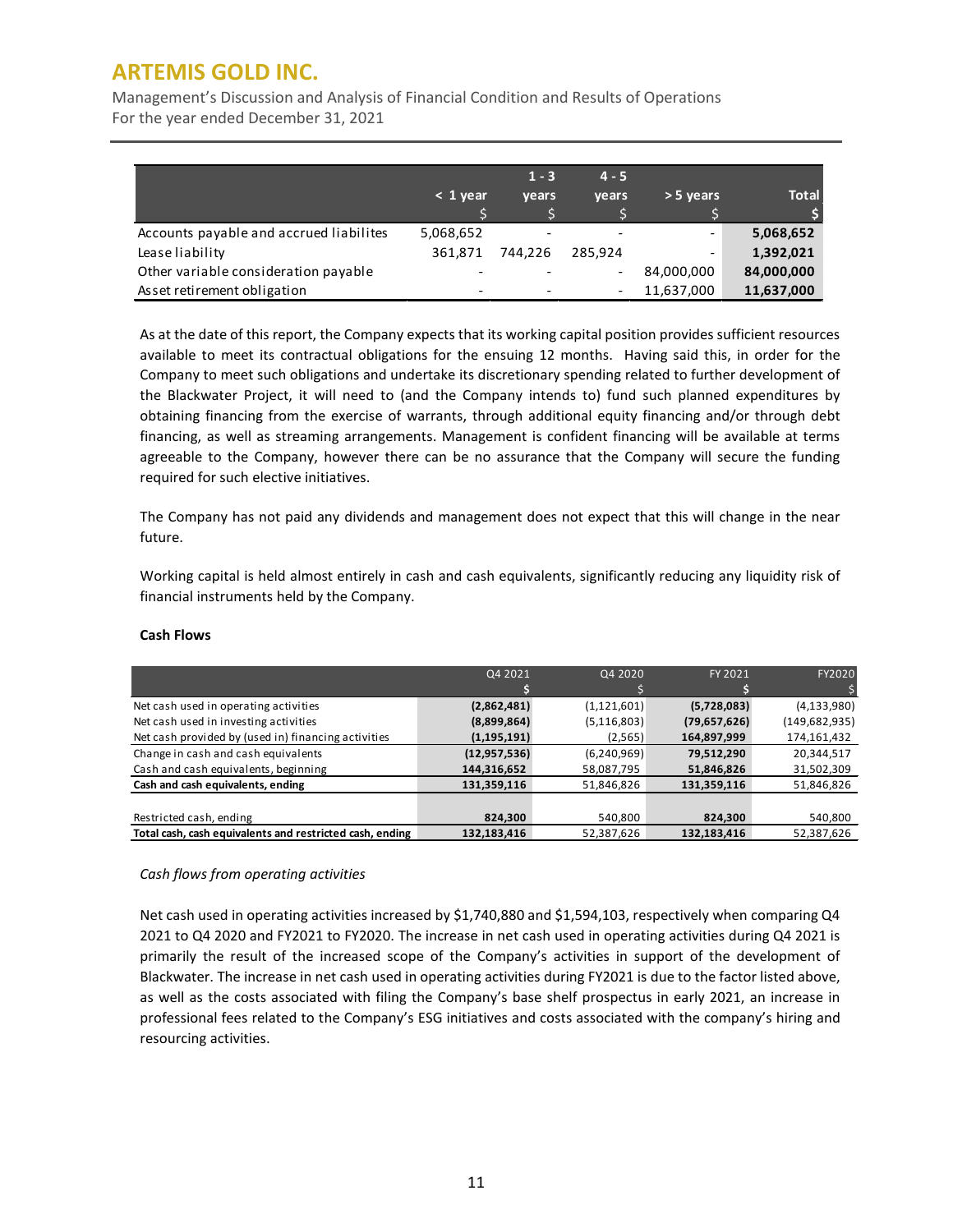|  | < 1 year<br>$ | 1 - 3 years<br>$ | 4 - 5 years<br>$ | > 5 years<br>$ | Total<br>$ |
|---|---|---|---|---|---|
| Accounts payable and accrued liabilites | 5,068,652 | - | - | - | **5,068,652** |
| Lease liability | 361,871 | 744,226 | 285,924 | - | **1,392,021** |
| Other variable consideration payable | - | - | - | 84,000,000 | **84,000,000** |
| Asset retirement obligation | - | - | - | 11,637,000 | **11,637,000** |

As at the date of this report, the Company expects that its working capital position provides sufficient resources available to meet its contractual obligations for the ensuing 12 months. Having said this, in order for the Company to meet such obligations and undertake its discretionary spending related to further development of the Blackwater Project, it will need to (and the Company intends to) fund such planned expenditures by obtaining financing from the exercise of warrants, through additional equity financing and/or through debt financing, as well as streaming arrangements. Management is confident financing will be available at terms agreeable to the Company, however there can be no assurance that the Company will secure the funding required for such elective initiatives.

The Company has not paid any dividends and management does not expect that this will change in the near future.

Working capital is held almost entirely in cash and cash equivalents, significantly reducing any liquidity risk of financial instruments held by the Company.

**Cash Flows**

|  | Q4 2021<br>$ | Q4 2020<br>$ | FY 2021<br>$ | FY2020<br>$ |
|---|---|---|---|---|
| Net cash used in operating activities | **(2,862,481)** | (1,121,601) | **(5,728,083)** | (4,133,980) |
| Net cash used in investing activities | **(8,899,864)** | (5,116,803) | **(79,657,626)** | (149,682,935) |
| Net cash provided by (used in) financing activities | **(1,195,191)** | (2,565) | **164,897,999** | 174,161,432 |
| Change in cash and cash equivalents | **(12,957,536)** | (6,240,969) | **79,512,290** | 20,344,517 |
| Cash and cash equivalents, beginning | **144,316,652** | 58,087,795 | **51,846,826** | 31,502,309 |
| **Cash and cash equivalents, ending** | **131,359,116** | 51,846,826 | **131,359,116** | 51,846,826 |
|  |  |  |  |  |
| Restricted cash, ending | **824,300** | 540,800 | **824,300** | 540,800 |
| **Total cash, cash equivalents and restricted cash, ending** | **132,183,416** | 52,387,626 | **132,183,416** | 52,387,626 |

*Cash flows from operating activities*

Net cash used in operating activities increased by $1,740,880 and $1,594,103, respectively when comparing Q4 2021 to Q4 2020 and FY2021 to FY2020. The increase in net cash used in operating activities during Q4 2021 is primarily the result of the increased scope of the Company's activities in support of the development of Blackwater. The increase in net cash used in operating activities during FY2021 is due to the factor listed above, as well as the costs associated with filing the Company's base shelf prospectus in early 2021, an increase in professional fees related to the Company's ESG initiatives and costs associated with the company's hiring and resourcing activities.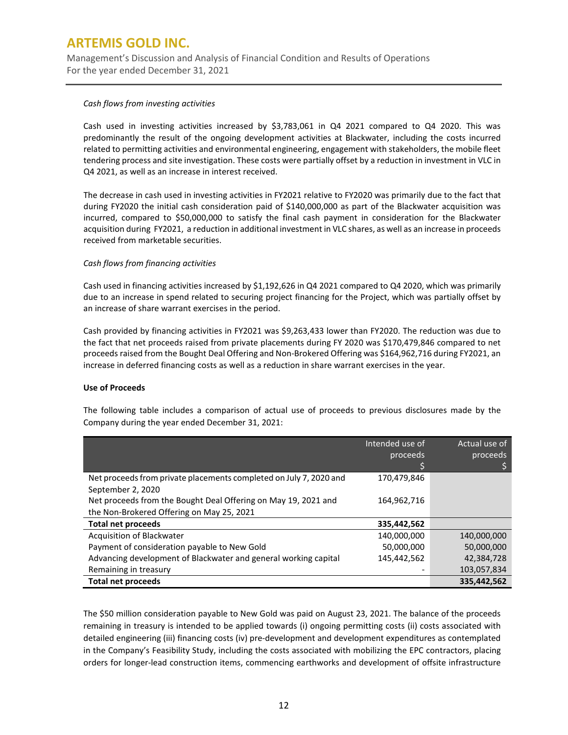*Cash flows from investing activities*

Cash used in investing activities increased by $3,783,061 in Q4 2021 compared to Q4 2020. This was predominantly the result of the ongoing development activities at Blackwater, including the costs incurred related to permitting activities and environmental engineering, engagement with stakeholders, the mobile fleet tendering process and site investigation. These costs were partially offset by a reduction in investment in VLC in Q4 2021, as well as an increase in interest received.

The decrease in cash used in investing activities in FY2021 relative to FY2020 was primarily due to the fact that during FY2020 the initial cash consideration paid of $140,000,000 as part of the Blackwater acquisition was incurred, compared to $50,000,000 to satisfy the final cash payment in consideration for the Blackwater acquisition during FY2021, a reduction in additional investment in VLC shares, as well as an increase in proceeds received from marketable securities.

*Cash flows from financing activities*

Cash used in financing activities increased by $1,192,626 in Q4 2021 compared to Q4 2020, which was primarily due to an increase in spend related to securing project financing for the Project, which was partially offset by an increase of share warrant exercises in the period.

Cash provided by financing activities in FY2021 was $9,263,433 lower than FY2020. The reduction was due to the fact that net proceeds raised from private placements during FY 2020 was $170,479,846 compared to net proceeds raised from the Bought Deal Offering and Non-Brokered Offering was $164,962,716 during FY2021, an increase in deferred financing costs as well as a reduction in share warrant exercises in the year.

**Use of Proceeds**

The following table includes a comparison of actual use of proceeds to previous disclosures made by the Company during the year ended December 31, 2021:

| | Intended use of proceeds $ | Actual use of proceeds $ |
|---|---|---|
| Net proceeds from private placements completed on July 7, 2020 and September 2, 2020 | 170,479,846 | |
| Net proceeds from the Bought Deal Offering on May 19, 2021 and the Non-Brokered Offering on May 25, 2021 | 164,962,716 | |
| **Total net proceeds** | **335,442,562** | |
| Acquisition of Blackwater | 140,000,000 | 140,000,000 |
| Payment of consideration payable to New Gold | 50,000,000 | 50,000,000 |
| Advancing development of Blackwater and general working capital | 145,442,562 | 42,384,728 |
| Remaining in treasury | - | 103,057,834 |
| **Total net proceeds** | | **335,442,562** |

The $50 million consideration payable to New Gold was paid on August 23, 2021. The balance of the proceeds remaining in treasury is intended to be applied towards (i) ongoing permitting costs (ii) costs associated with detailed engineering (iii) financing costs (iv) pre-development and development expenditures as contemplated in the Company's Feasibility Study, including the costs associated with mobilizing the EPC contractors, placing orders for longer-lead construction items, commencing earthworks and development of offsite infrastructure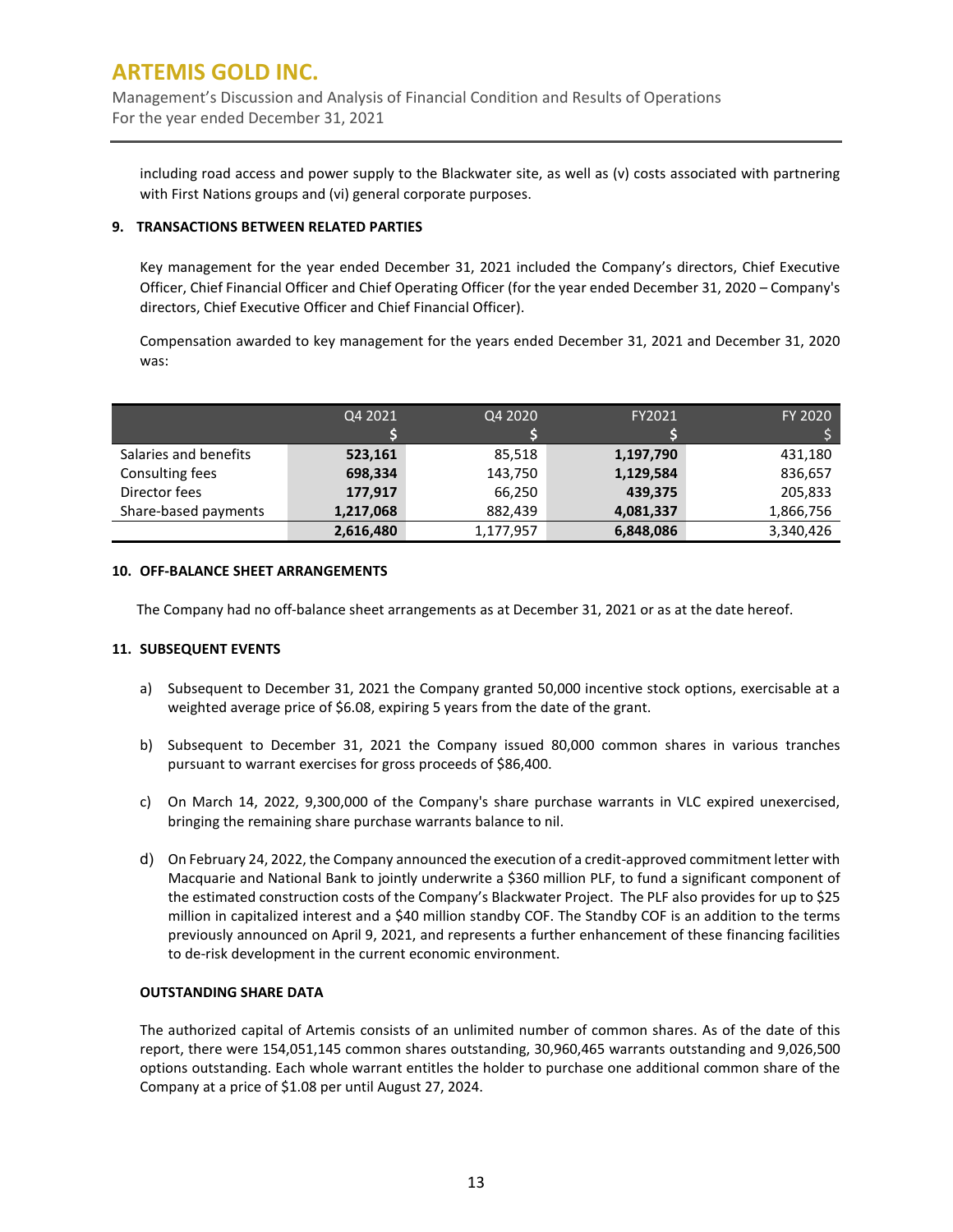including road access and power supply to the Blackwater site, as well as (v) costs associated with partnering with First Nations groups and (vi) general corporate purposes.

## 9. TRANSACTIONS BETWEEN RELATED PARTIES

Key management for the year ended December 31, 2021 included the Company's directors, Chief Executive Officer, Chief Financial Officer and Chief Operating Officer (for the year ended December 31, 2020 – Company's directors, Chief Executive Officer and Chief Financial Officer).

Compensation awarded to key management for the years ended December 31, 2021 and December 31, 2020 was:

| | Q4 2021<br>$ | Q4 2020<br>$ | FY2021<br>$ | FY 2020<br>$ |
|---|---|---|---|---|
| Salaries and benefits | **523,161** | 85,518 | **1,197,790** | 431,180 |
| Consulting fees | **698,334** | 143,750 | **1,129,584** | 836,657 |
| Director fees | **177,917** | 66,250 | **439,375** | 205,833 |
| Share-based payments | **1,217,068** | 882,439 | **4,081,337** | 1,866,756 |
| | **2,616,480** | 1,177,957 | **6,848,086** | 3,340,426 |

## 10. OFF-BALANCE SHEET ARRANGEMENTS

The Company had no off-balance sheet arrangements as at December 31, 2021 or as at the date hereof.

## 11. SUBSEQUENT EVENTS

a) Subsequent to December 31, 2021 the Company granted 50,000 incentive stock options, exercisable at a weighted average price of $6.08, expiring 5 years from the date of the grant.

b) Subsequent to December 31, 2021 the Company issued 80,000 common shares in various tranches pursuant to warrant exercises for gross proceeds of $86,400.

c) On March 14, 2022, 9,300,000 of the Company's share purchase warrants in VLC expired unexercised, bringing the remaining share purchase warrants balance to nil.

d) On February 24, 2022, the Company announced the execution of a credit-approved commitment letter with Macquarie and National Bank to jointly underwrite a $360 million PLF, to fund a significant component of the estimated construction costs of the Company's Blackwater Project. The PLF also provides for up to $25 million in capitalized interest and a $40 million standby COF. The Standby COF is an addition to the terms previously announced on April 9, 2021, and represents a further enhancement of these financing facilities to de-risk development in the current economic environment.

### OUTSTANDING SHARE DATA

The authorized capital of Artemis consists of an unlimited number of common shares. As of the date of this report, there were 154,051,145 common shares outstanding, 30,960,465 warrants outstanding and 9,026,500 options outstanding. Each whole warrant entitles the holder to purchase one additional common share of the Company at a price of $1.08 per until August 27, 2024.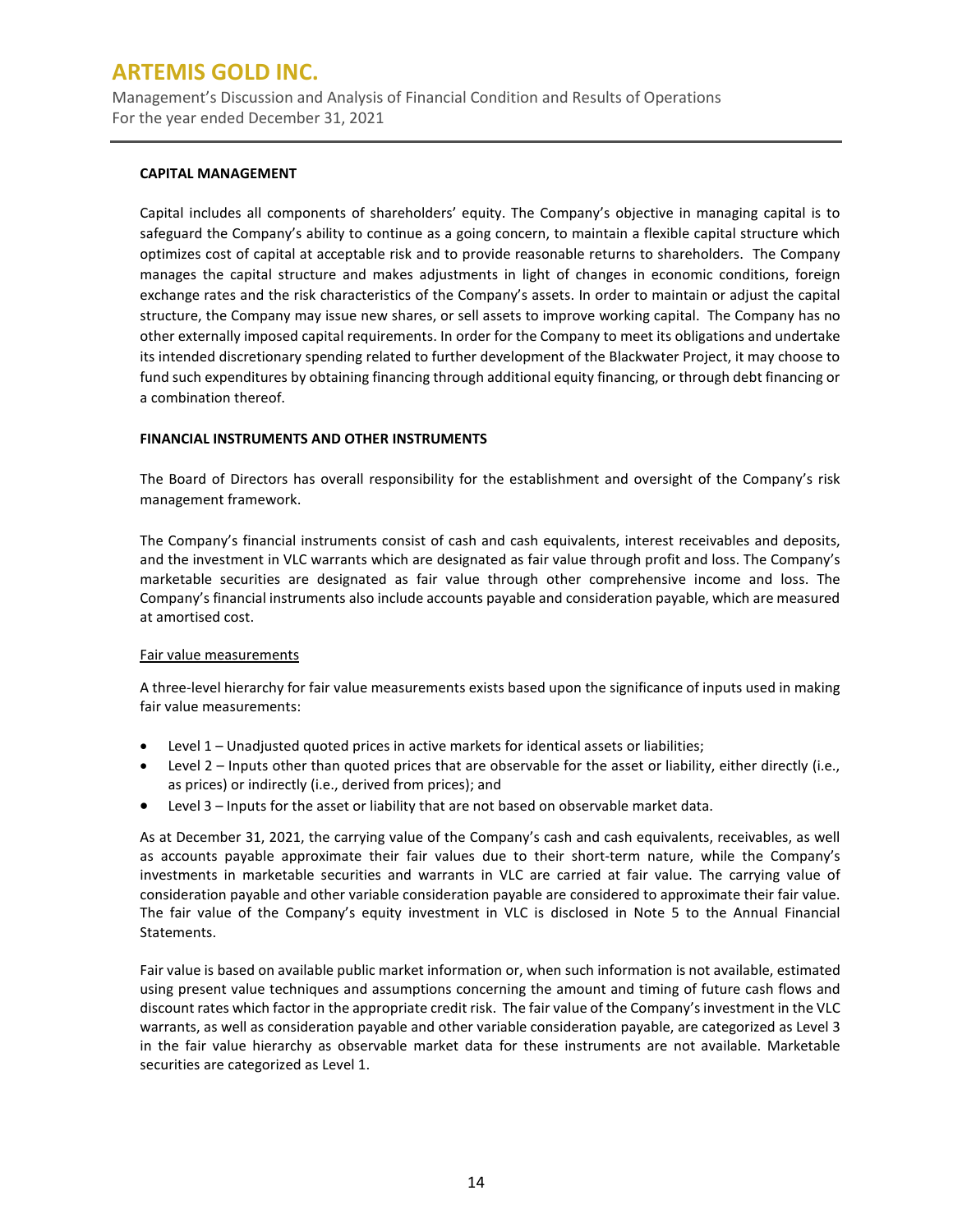## CAPITAL MANAGEMENT

Capital includes all components of shareholders' equity. The Company's objective in managing capital is to safeguard the Company's ability to continue as a going concern, to maintain a flexible capital structure which optimizes cost of capital at acceptable risk and to provide reasonable returns to shareholders. The Company manages the capital structure and makes adjustments in light of changes in economic conditions, foreign exchange rates and the risk characteristics of the Company's assets. In order to maintain or adjust the capital structure, the Company may issue new shares, or sell assets to improve working capital. The Company has no other externally imposed capital requirements. In order for the Company to meet its obligations and undertake its intended discretionary spending related to further development of the Blackwater Project, it may choose to fund such expenditures by obtaining financing through additional equity financing, or through debt financing or a combination thereof.

## FINANCIAL INSTRUMENTS AND OTHER INSTRUMENTS

The Board of Directors has overall responsibility for the establishment and oversight of the Company's risk management framework.

The Company's financial instruments consist of cash and cash equivalents, interest receivables and deposits, and the investment in VLC warrants which are designated as fair value through profit and loss. The Company's marketable securities are designated as fair value through other comprehensive income and loss. The Company's financial instruments also include accounts payable and consideration payable, which are measured at amortised cost.

### Fair value measurements

A three-level hierarchy for fair value measurements exists based upon the significance of inputs used in making fair value measurements:

- Level 1 – Unadjusted quoted prices in active markets for identical assets or liabilities;
- Level 2 – Inputs other than quoted prices that are observable for the asset or liability, either directly (i.e., as prices) or indirectly (i.e., derived from prices); and
- Level 3 – Inputs for the asset or liability that are not based on observable market data.

As at December 31, 2021, the carrying value of the Company's cash and cash equivalents, receivables, as well as accounts payable approximate their fair values due to their short-term nature, while the Company's investments in marketable securities and warrants in VLC are carried at fair value. The carrying value of consideration payable and other variable consideration payable are considered to approximate their fair value. The fair value of the Company's equity investment in VLC is disclosed in Note 5 to the Annual Financial Statements.

Fair value is based on available public market information or, when such information is not available, estimated using present value techniques and assumptions concerning the amount and timing of future cash flows and discount rates which factor in the appropriate credit risk. The fair value of the Company's investment in the VLC warrants, as well as consideration payable and other variable consideration payable, are categorized as Level 3 in the fair value hierarchy as observable market data for these instruments are not available. Marketable securities are categorized as Level 1.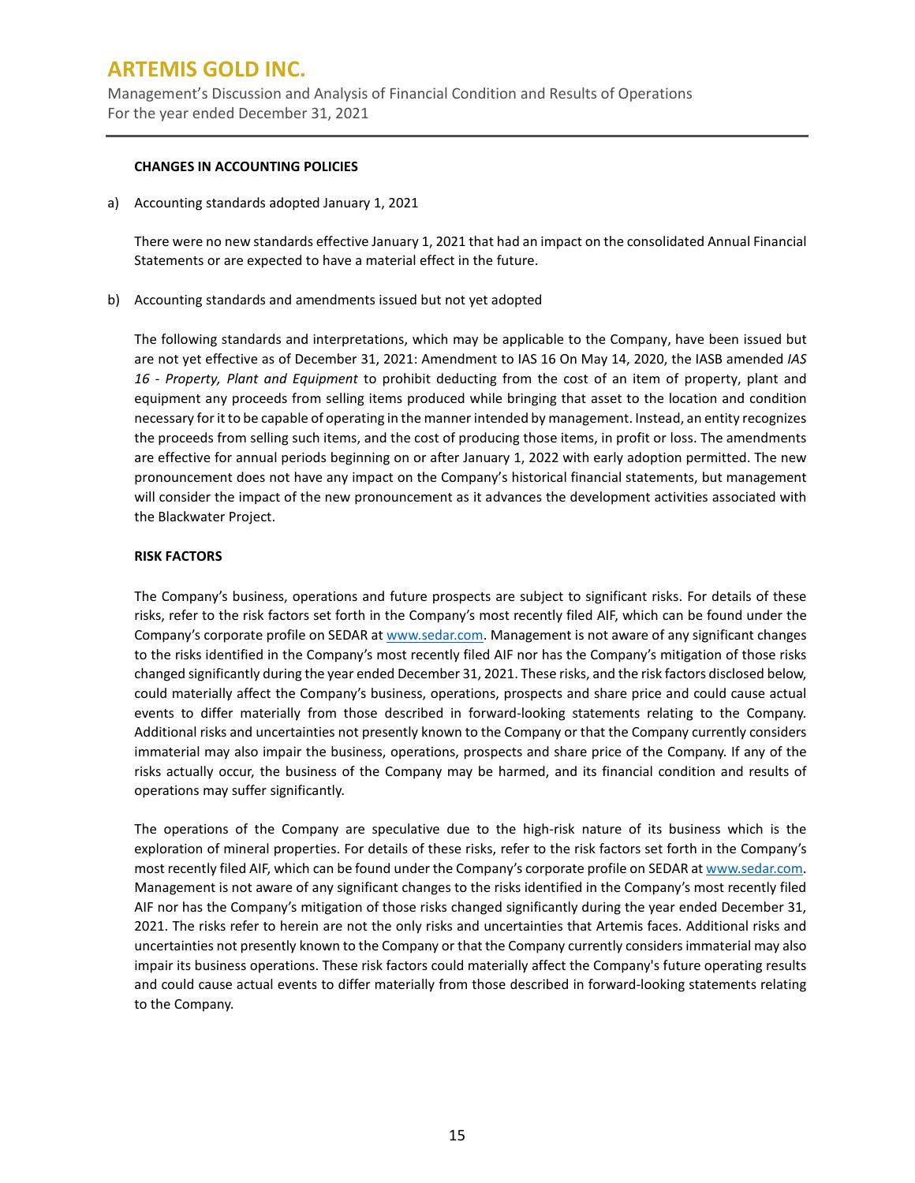**CHANGES IN ACCOUNTING POLICIES**

a) Accounting standards adopted January 1, 2021

There were no new standards effective January 1, 2021 that had an impact on the consolidated Annual Financial Statements or are expected to have a material effect in the future.

b) Accounting standards and amendments issued but not yet adopted

The following standards and interpretations, which may be applicable to the Company, have been issued but are not yet effective as of December 31, 2021: Amendment to IAS 16 On May 14, 2020, the IASB amended *IAS 16 - Property, Plant and Equipment* to prohibit deducting from the cost of an item of property, plant and equipment any proceeds from selling items produced while bringing that asset to the location and condition necessary for it to be capable of operating in the manner intended by management. Instead, an entity recognizes the proceeds from selling such items, and the cost of producing those items, in profit or loss. The amendments are effective for annual periods beginning on or after January 1, 2022 with early adoption permitted. The new pronouncement does not have any impact on the Company's historical financial statements, but management will consider the impact of the new pronouncement as it advances the development activities associated with the Blackwater Project.

**RISK FACTORS**

The Company's business, operations and future prospects are subject to significant risks. For details of these risks, refer to the risk factors set forth in the Company's most recently filed AIF, which can be found under the Company's corporate profile on SEDAR at www.sedar.com. Management is not aware of any significant changes to the risks identified in the Company's most recently filed AIF nor has the Company's mitigation of those risks changed significantly during the year ended December 31, 2021. These risks, and the risk factors disclosed below, could materially affect the Company's business, operations, prospects and share price and could cause actual events to differ materially from those described in forward-looking statements relating to the Company. Additional risks and uncertainties not presently known to the Company or that the Company currently considers immaterial may also impair the business, operations, prospects and share price of the Company. If any of the risks actually occur, the business of the Company may be harmed, and its financial condition and results of operations may suffer significantly.

The operations of the Company are speculative due to the high-risk nature of its business which is the exploration of mineral properties. For details of these risks, refer to the risk factors set forth in the Company's most recently filed AIF, which can be found under the Company's corporate profile on SEDAR at www.sedar.com. Management is not aware of any significant changes to the risks identified in the Company's most recently filed AIF nor has the Company's mitigation of those risks changed significantly during the year ended December 31, 2021. The risks refer to herein are not the only risks and uncertainties that Artemis faces. Additional risks and uncertainties not presently known to the Company or that the Company currently considers immaterial may also impair its business operations. These risk factors could materially affect the Company's future operating results and could cause actual events to differ materially from those described in forward-looking statements relating to the Company.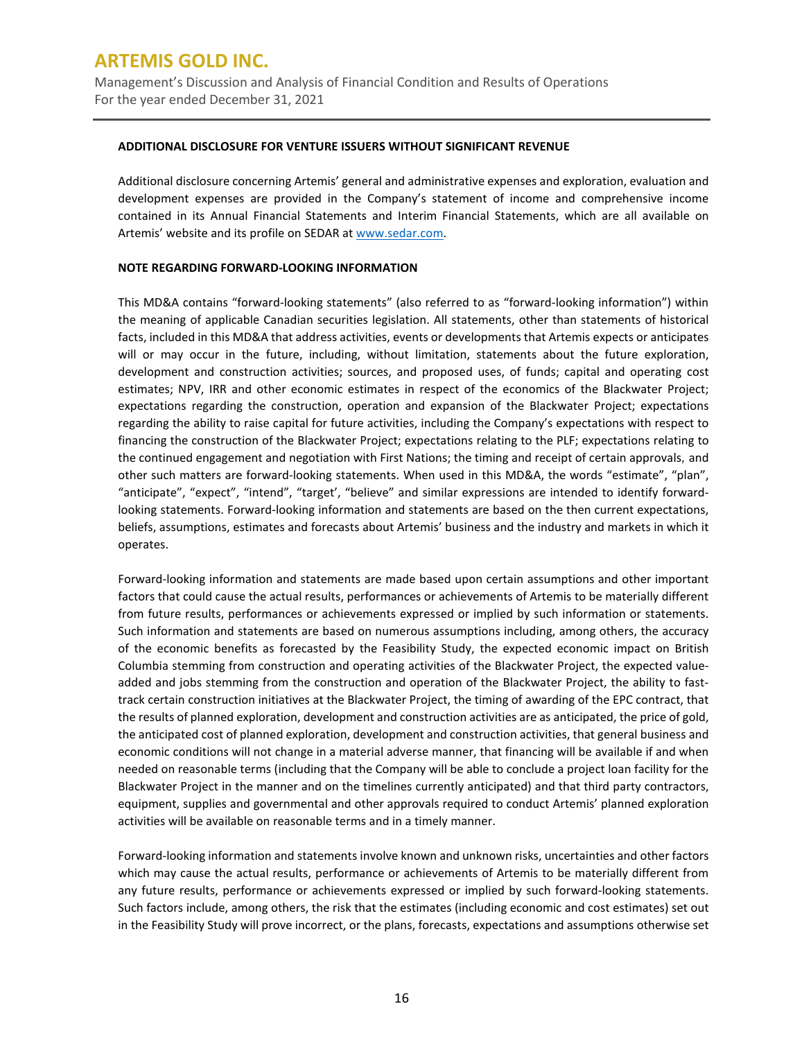#### ADDITIONAL DISCLOSURE FOR VENTURE ISSUERS WITHOUT SIGNIFICANT REVENUE

Additional disclosure concerning Artemis' general and administrative expenses and exploration, evaluation and development expenses are provided in the Company's statement of income and comprehensive income contained in its Annual Financial Statements and Interim Financial Statements, which are all available on Artemis' website and its profile on SEDAR at www.sedar.com.

#### NOTE REGARDING FORWARD-LOOKING INFORMATION

This MD&A contains "forward-looking statements" (also referred to as "forward-looking information") within the meaning of applicable Canadian securities legislation. All statements, other than statements of historical facts, included in this MD&A that address activities, events or developments that Artemis expects or anticipates will or may occur in the future, including, without limitation, statements about the future exploration, development and construction activities; sources, and proposed uses, of funds; capital and operating cost estimates; NPV, IRR and other economic estimates in respect of the economics of the Blackwater Project; expectations regarding the construction, operation and expansion of the Blackwater Project; expectations regarding the ability to raise capital for future activities, including the Company's expectations with respect to financing the construction of the Blackwater Project; expectations relating to the PLF; expectations relating to the continued engagement and negotiation with First Nations; the timing and receipt of certain approvals, and other such matters are forward-looking statements. When used in this MD&A, the words "estimate", "plan", "anticipate", "expect", "intend", "target', "believe" and similar expressions are intended to identify forward-looking statements. Forward-looking information and statements are based on the then current expectations, beliefs, assumptions, estimates and forecasts about Artemis' business and the industry and markets in which it operates.

Forward-looking information and statements are made based upon certain assumptions and other important factors that could cause the actual results, performances or achievements of Artemis to be materially different from future results, performances or achievements expressed or implied by such information or statements. Such information and statements are based on numerous assumptions including, among others, the accuracy of the economic benefits as forecasted by the Feasibility Study, the expected economic impact on British Columbia stemming from construction and operating activities of the Blackwater Project, the expected value-added and jobs stemming from the construction and operation of the Blackwater Project, the ability to fast-track certain construction initiatives at the Blackwater Project, the timing of awarding of the EPC contract, that the results of planned exploration, development and construction activities are as anticipated, the price of gold, the anticipated cost of planned exploration, development and construction activities, that general business and economic conditions will not change in a material adverse manner, that financing will be available if and when needed on reasonable terms (including that the Company will be able to conclude a project loan facility for the Blackwater Project in the manner and on the timelines currently anticipated) and that third party contractors, equipment, supplies and governmental and other approvals required to conduct Artemis' planned exploration activities will be available on reasonable terms and in a timely manner.

Forward-looking information and statements involve known and unknown risks, uncertainties and other factors which may cause the actual results, performance or achievements of Artemis to be materially different from any future results, performance or achievements expressed or implied by such forward-looking statements. Such factors include, among others, the risk that the estimates (including economic and cost estimates) set out in the Feasibility Study will prove incorrect, or the plans, forecasts, expectations and assumptions otherwise set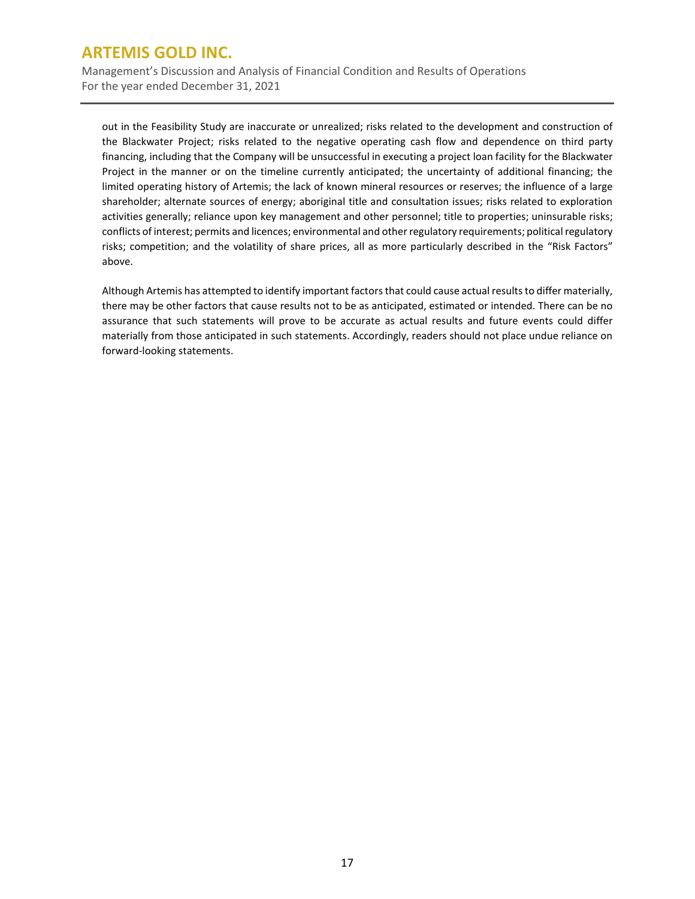out in the Feasibility Study are inaccurate or unrealized; risks related to the development and construction of the Blackwater Project; risks related to the negative operating cash flow and dependence on third party financing, including that the Company will be unsuccessful in executing a project loan facility for the Blackwater Project in the manner or on the timeline currently anticipated; the uncertainty of additional financing; the limited operating history of Artemis; the lack of known mineral resources or reserves; the influence of a large shareholder; alternate sources of energy; aboriginal title and consultation issues; risks related to exploration activities generally; reliance upon key management and other personnel; title to properties; uninsurable risks; conflicts of interest; permits and licences; environmental and other regulatory requirements; political regulatory risks; competition; and the volatility of share prices, all as more particularly described in the "Risk Factors" above.

Although Artemis has attempted to identify important factors that could cause actual results to differ materially, there may be other factors that cause results not to be as anticipated, estimated or intended. There can be no assurance that such statements will prove to be accurate as actual results and future events could differ materially from those anticipated in such statements. Accordingly, readers should not place undue reliance on forward-looking statements.